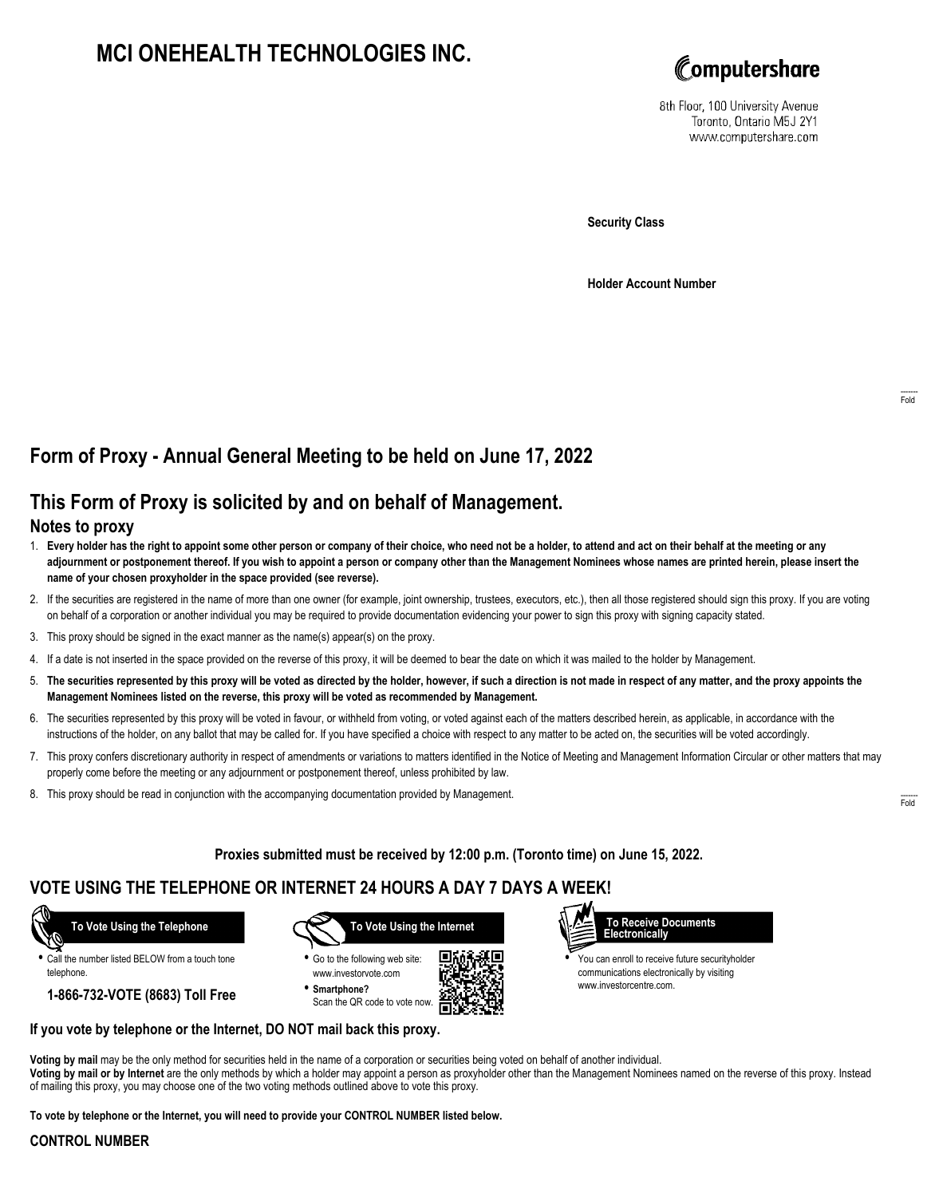# MCI ONEHEALTH TECHNOLOGIES INC.

Computershare

8th Floor, 100 University Avenue
Toronto, Ontario M5J 2Y1
www.computershare.com

**Security Class**

**Holder Account Number**

## Form of Proxy - Annual General Meeting to be held on June 17, 2022

## This Form of Proxy is solicited by and on behalf of Management.

### Notes to proxy

1. **Every holder has the right to appoint some other person or company of their choice, who need not be a holder, to attend and act on their behalf at the meeting or any adjournment or postponement thereof. If you wish to appoint a person or company other than the Management Nominees whose names are printed herein, please insert the name of your chosen proxyholder in the space provided (see reverse).**
2. If the securities are registered in the name of more than one owner (for example, joint ownership, trustees, executors, etc.), then all those registered should sign this proxy. If you are voting on behalf of a corporation or another individual you may be required to provide documentation evidencing your power to sign this proxy with signing capacity stated.
3. This proxy should be signed in the exact manner as the name(s) appear(s) on the proxy.
4. If a date is not inserted in the space provided on the reverse of this proxy, it will be deemed to bear the date on which it was mailed to the holder by Management.
5. **The securities represented by this proxy will be voted as directed by the holder, however, if such a direction is not made in respect of any matter, and the proxy appoints the Management Nominees listed on the reverse, this proxy will be voted as recommended by Management.**
6. The securities represented by this proxy will be voted in favour, or withheld from voting, or voted against each of the matters described herein, as applicable, in accordance with the instructions of the holder, on any ballot that may be called for. If you have specified a choice with respect to any matter to be acted on, the securities will be voted accordingly.
7. This proxy confers discretionary authority in respect of amendments or variations to matters identified in the Notice of Meeting and Management Information Circular or other matters that may properly come before the meeting or any adjournment or postponement thereof, unless prohibited by law.
8. This proxy should be read in conjunction with the accompanying documentation provided by Management.

**Proxies submitted must be received by 12:00 p.m. (Toronto time) on June 15, 2022.**

## VOTE USING THE TELEPHONE OR INTERNET 24 HOURS A DAY 7 DAYS A WEEK!

**To Vote Using the Telephone**

- Call the number listed BELOW from a touch tone telephone.

**1-866-732-VOTE (8683) Toll Free**

**To Vote Using the Internet**

- Go to the following web site: www.investorvote.com
- **Smartphone?** Scan the QR code to vote now.

**To Receive Documents Electronically**

- You can enroll to receive future securityholder communications electronically by visiting www.investorcentre.com.

**If you vote by telephone or the Internet, DO NOT mail back this proxy.**

**Voting by mail** may be the only method for securities held in the name of a corporation or securities being voted on behalf of another individual.
**Voting by mail or by Internet** are the only methods by which a holder may appoint a person as proxyholder other than the Management Nominees named on the reverse of this proxy. Instead of mailing this proxy, you may choose one of the two voting methods outlined above to vote this proxy.

**To vote by telephone or the Internet, you will need to provide your CONTROL NUMBER listed below.**

**CONTROL NUMBER**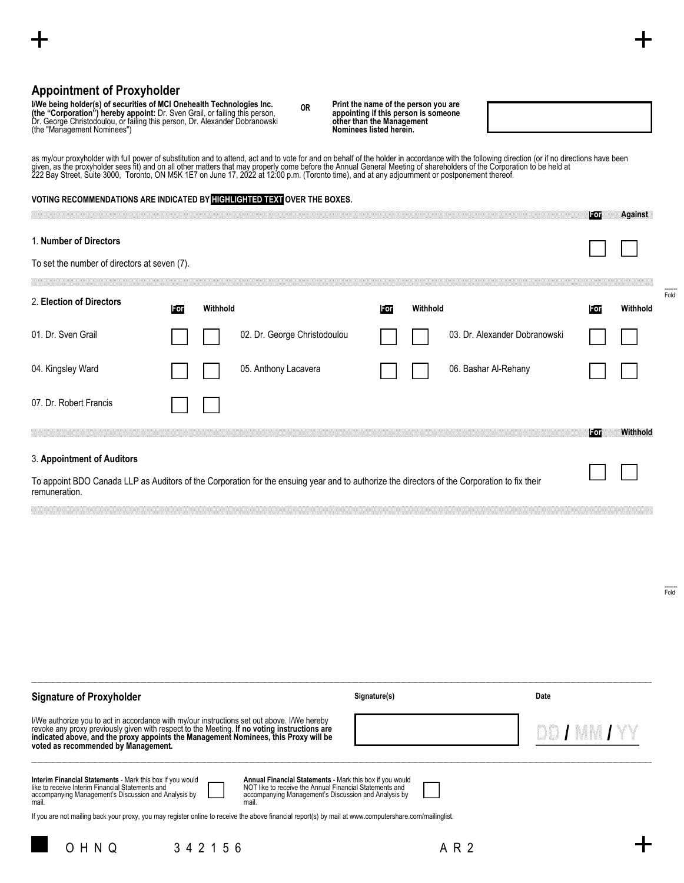## Appointment of Proxyholder

**I/We being holder(s) of securities of MCI Onehealth Technologies Inc. (the "Corporation") hereby appoint:** Dr. Sven Grail, or failing this person, Dr. George Christodoulou, or failing this person, Dr. Alexander Dobranowski (the "Management Nominees")

**OR**

**Print the name of the person you are appointing if this person is someone other than the Management Nominees listed herein.**

as my/our proxyholder with full power of substitution and to attend, act and to vote for and on behalf of the holder in accordance with the following direction (or if no directions have been given, as the proxyholder sees fit) and on all other matters that may properly come before the Annual General Meeting of shareholders of the Corporation to be held at 222 Bay Street, Suite 3000, Toronto, ON M5K 1E7 on June 17, 2022 at 12:00 p.m. (Toronto time), and at any adjournment or postponement thereof.

**VOTING RECOMMENDATIONS ARE INDICATED BY HIGHLIGHTED TEXT OVER THE BOXES.**

| | For | Against |
|---|---|---|
| 1. **Number of Directors**<br>To set the number of directors at seven (7). | ☐ | ☐ |

2. **Election of Directors**

| | For | Withhold | | For | Withhold | | For | Withhold |
|---|---|---|---|---|---|---|---|---|
| 01. Dr. Sven Grail | ☐ | ☐ | 02. Dr. George Christodoulou | ☐ | ☐ | 03. Dr. Alexander Dobranowski | ☐ | ☐ |
| 04. Kingsley Ward | ☐ | ☐ | 05. Anthony Lacavera | ☐ | ☐ | 06. Bashar Al-Rehany | ☐ | ☐ |
| 07. Dr. Robert Francis | ☐ | ☐ | | | | | | |

| | For | Withhold |
|---|---|---|
| 3. **Appointment of Auditors**<br>To appoint BDO Canada LLP as Auditors of the Corporation for the ensuing year and to authorize the directors of the Corporation to fix their remuneration. | ☐ | ☐ |

Fold

Fold

## Signature of Proxyholder

I/We authorize you to act in accordance with my/our instructions set out above. I/We hereby revoke any proxy previously given with respect to the Meeting. **If no voting instructions are indicated above, and the proxy appoints the Management Nominees, this Proxy will be voted as recommended by Management.**

**Signature(s)**

**Date**

DD / MM / YY

**Interim Financial Statements** - Mark this box if you would like to receive Interim Financial Statements and accompanying Management's Discussion and Analysis by mail. ☐

**Annual Financial Statements** - Mark this box if you would NOT like to receive the Annual Financial Statements and accompanying Management's Discussion and Analysis by mail. ☐

If you are not mailing back your proxy, you may register online to receive the above financial report(s) by mail at www.computershare.com/mailinglist.

O H N Q 3 4 2 1 5 6 A R 2